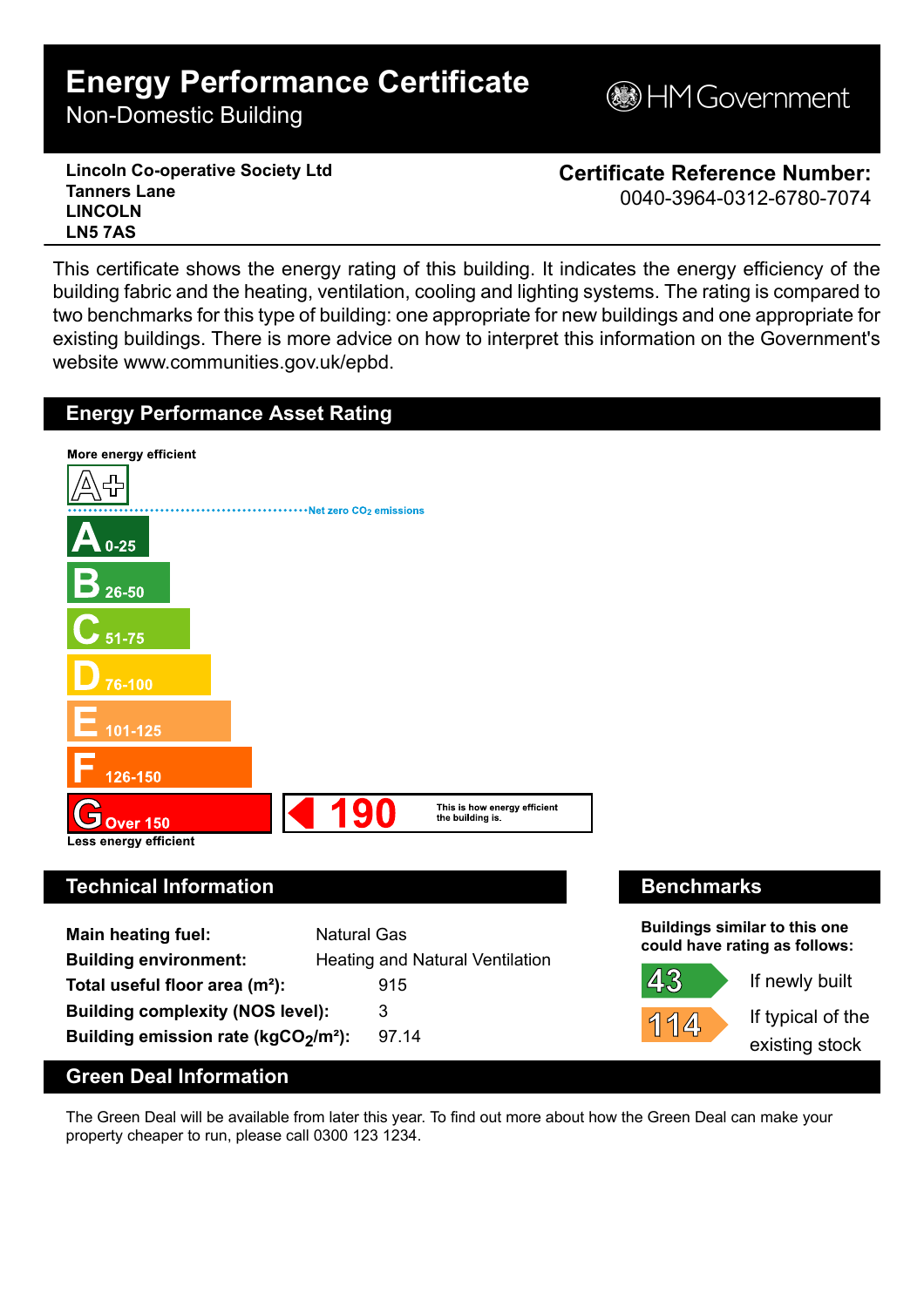# Energy Performance Certificate

Non-Domestic Building

HM Government

**Lincoln Co-operative Society Ltd**
**Tanners Lane**
**LINCOLN**
**LN5 7AS**

**Certificate Reference Number:**
0040-3964-0312-6780-7074

This certificate shows the energy rating of this building. It indicates the energy efficiency of the building fabric and the heating, ventilation, cooling and lighting systems. The rating is compared to two benchmarks for this type of building: one appropriate for new buildings and one appropriate for existing buildings. There is more advice on how to interpret this information on the Government's website www.communities.gov.uk/epbd.

## Energy Performance Asset Rating

**More energy efficient**

A+

Net zero $CO_2$ emissions

- **A** 0-25
- **B** 26-50
- **C** 51-75
- **D** 76-100
- **E** 101-125
- **F** 126-150
- **G** Over 150

**190** This is how energy efficient the building is.

**Less energy efficient**

## Technical Information

| | |
|---|---|
| **Main heating fuel:** | Natural Gas |
| **Building environment:** | Heating and Natural Ventilation |
| **Total useful floor area (m²):** | 915 |
| **Building complexity (NOS level):** | 3 |
| **Building emission rate ($kgCO_2/m^2$):** | 97.14 |

## Benchmarks

**Buildings similar to this one could have rating as follows:**

- **43** If newly built
- **114** If typical of the existing stock

## Green Deal Information

The Green Deal will be available from later this year. To find out more about how the Green Deal can make your property cheaper to run, please call 0300 123 1234.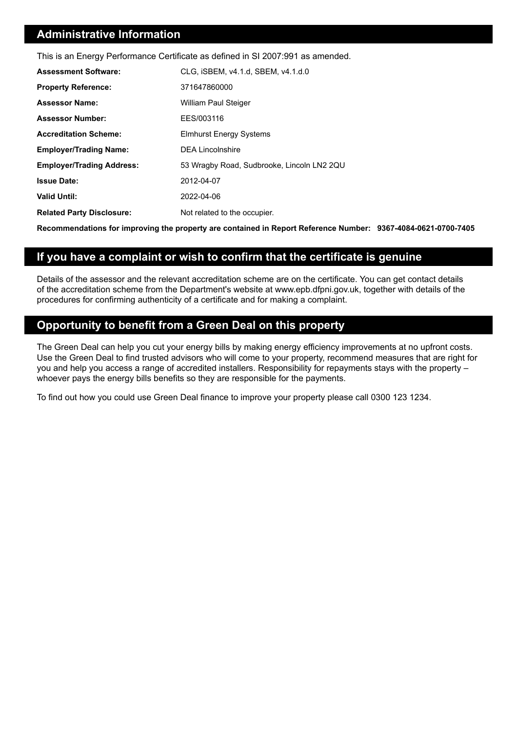## Administrative Information

This is an Energy Performance Certificate as defined in SI 2007:991 as amended.

| | |
|---|---|
| **Assessment Software:** | CLG, iSBEM, v4.1.d, SBEM, v4.1.d.0 |
| **Property Reference:** | 371647860000 |
| **Assessor Name:** | William Paul Steiger |
| **Assessor Number:** | EES/003116 |
| **Accreditation Scheme:** | Elmhurst Energy Systems |
| **Employer/Trading Name:** | DEA Lincolnshire |
| **Employer/Trading Address:** | 53 Wragby Road, Sudbrooke, Lincoln LN2 2QU |
| **Issue Date:** | 2012-04-07 |
| **Valid Until:** | 2022-04-06 |
| **Related Party Disclosure:** | Not related to the occupier. |

**Recommendations for improving the property are contained in Report Reference Number: 9367-4084-0621-0700-7405**

## If you have a complaint or wish to confirm that the certificate is genuine

Details of the assessor and the relevant accreditation scheme are on the certificate. You can get contact details of the accreditation scheme from the Department's website at www.epb.dfpni.gov.uk, together with details of the procedures for confirming authenticity of a certificate and for making a complaint.

## Opportunity to benefit from a Green Deal on this property

The Green Deal can help you cut your energy bills by making energy efficiency improvements at no upfront costs. Use the Green Deal to find trusted advisors who will come to your property, recommend measures that are right for you and help you access a range of accredited installers. Responsibility for repayments stays with the property – whoever pays the energy bills benefits so they are responsible for the payments.

To find out how you could use Green Deal finance to improve your property please call 0300 123 1234.